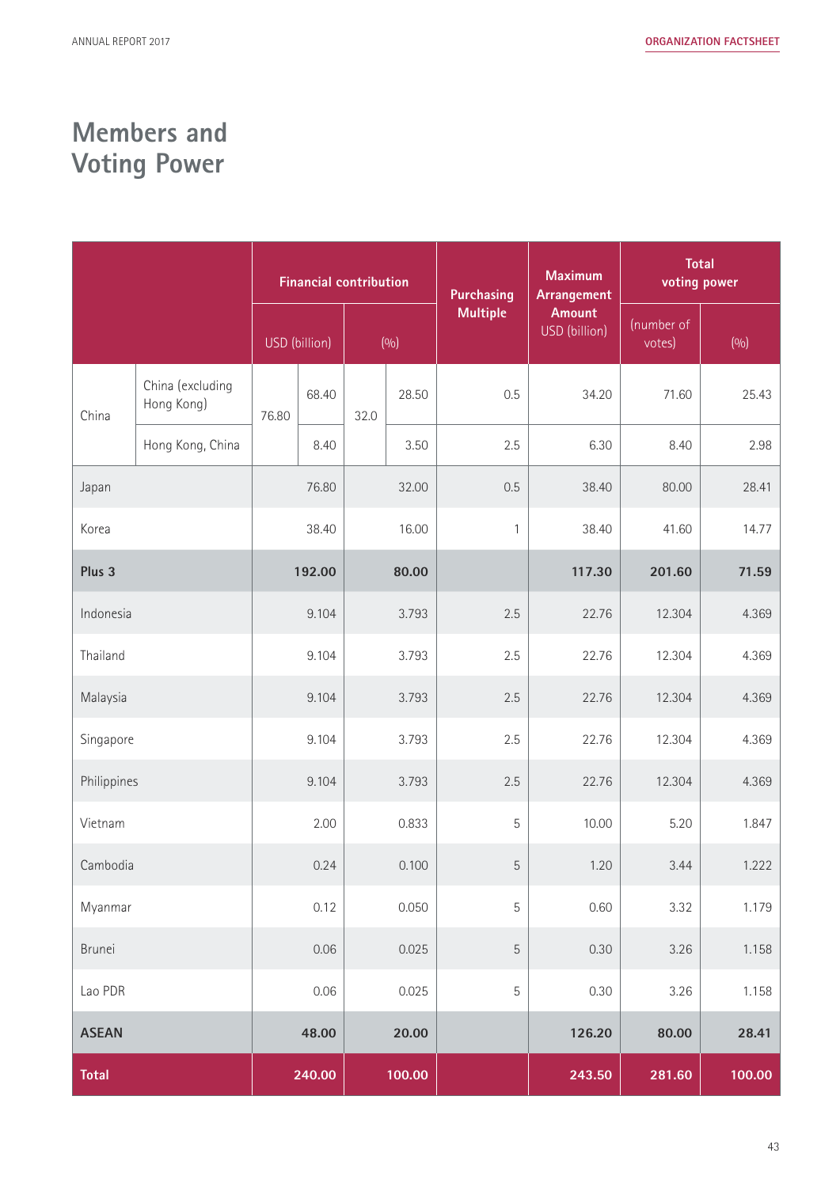# Members and Voting Power

| | | Financial contribution | | | | Purchasing Multiple | Maximum Arrangement Amount USD (billion) | Total voting power | |
|---|---|---|---|---|---|---|---|---|---|
| | | USD (billion) | | (%) | | | | (number of votes) | (%) |
| China | China (excluding Hong Kong) | 76.80 | 68.40 | 32.0 | 28.50 | 0.5 | 34.20 | 71.60 | 25.43 |
| | Hong Kong, China | | 8.40 | | 3.50 | 2.5 | 6.30 | 8.40 | 2.98 |
| Japan | | | 76.80 | | 32.00 | 0.5 | 38.40 | 80.00 | 28.41 |
| Korea | | | 38.40 | | 16.00 | 1 | 38.40 | 41.60 | 14.77 |
| **Plus 3** | | | **192.00** | | **80.00** | | **117.30** | **201.60** | **71.59** |
| Indonesia | | | 9.104 | | 3.793 | 2.5 | 22.76 | 12.304 | 4.369 |
| Thailand | | | 9.104 | | 3.793 | 2.5 | 22.76 | 12.304 | 4.369 |
| Malaysia | | | 9.104 | | 3.793 | 2.5 | 22.76 | 12.304 | 4.369 |
| Singapore | | | 9.104 | | 3.793 | 2.5 | 22.76 | 12.304 | 4.369 |
| Philippines | | | 9.104 | | 3.793 | 2.5 | 22.76 | 12.304 | 4.369 |
| Vietnam | | | 2.00 | | 0.833 | 5 | 10.00 | 5.20 | 1.847 |
| Cambodia | | | 0.24 | | 0.100 | 5 | 1.20 | 3.44 | 1.222 |
| Myanmar | | | 0.12 | | 0.050 | 5 | 0.60 | 3.32 | 1.179 |
| Brunei | | | 0.06 | | 0.025 | 5 | 0.30 | 3.26 | 1.158 |
| Lao PDR | | | 0.06 | | 0.025 | 5 | 0.30 | 3.26 | 1.158 |
| **ASEAN** | | | **48.00** | | **20.00** | | **126.20** | **80.00** | **28.41** |
| **Total** | | | **240.00** | | **100.00** | | **243.50** | **281.60** | **100.00** |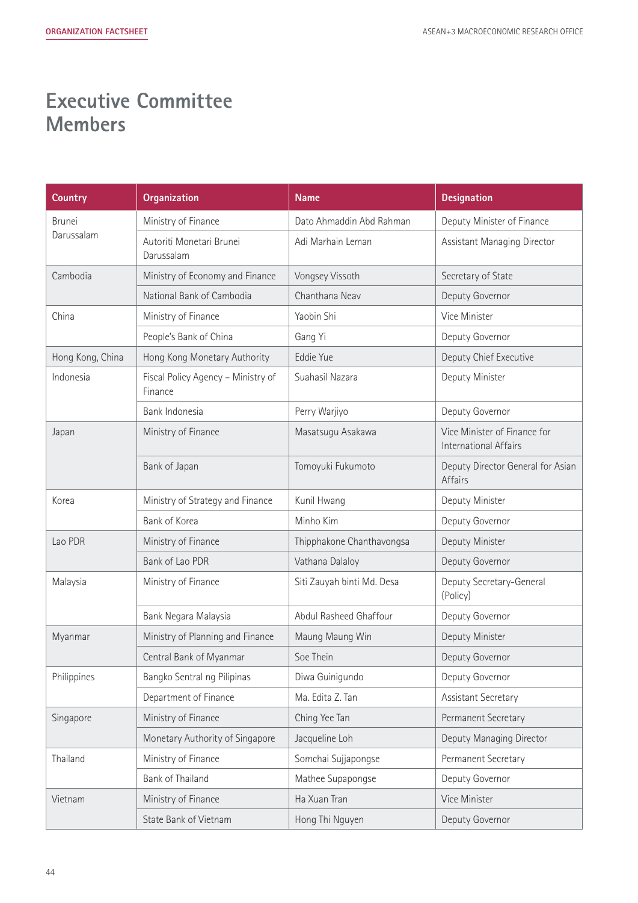# Executive Committee Members

| Country | Organization | Name | Designation |
|---|---|---|---|
| Brunei Darussalam | Ministry of Finance | Dato Ahmaddin Abd Rahman | Deputy Minister of Finance |
| | Autoriti Monetari Brunei Darussalam | Adi Marhain Leman | Assistant Managing Director |
| Cambodia | Ministry of Economy and Finance | Vongsey Vissoth | Secretary of State |
| | National Bank of Cambodia | Chanthana Neav | Deputy Governor |
| China | Ministry of Finance | Yaobin Shi | Vice Minister |
| | People's Bank of China | Gang Yi | Deputy Governor |
| Hong Kong, China | Hong Kong Monetary Authority | Eddie Yue | Deputy Chief Executive |
| Indonesia | Fiscal Policy Agency – Ministry of Finance | Suahasil Nazara | Deputy Minister |
| | Bank Indonesia | Perry Warjiyo | Deputy Governor |
| Japan | Ministry of Finance | Masatsugu Asakawa | Vice Minister of Finance for International Affairs |
| | Bank of Japan | Tomoyuki Fukumoto | Deputy Director General for Asian Affairs |
| Korea | Ministry of Strategy and Finance | Kunil Hwang | Deputy Minister |
| | Bank of Korea | Minho Kim | Deputy Governor |
| Lao PDR | Ministry of Finance | Thipphakone Chanthavongsa | Deputy Minister |
| | Bank of Lao PDR | Vathana Dalaloy | Deputy Governor |
| Malaysia | Ministry of Finance | Siti Zauyah binti Md. Desa | Deputy Secretary-General (Policy) |
| | Bank Negara Malaysia | Abdul Rasheed Ghaffour | Deputy Governor |
| Myanmar | Ministry of Planning and Finance | Maung Maung Win | Deputy Minister |
| | Central Bank of Myanmar | Soe Thein | Deputy Governor |
| Philippines | Bangko Sentral ng Pilipinas | Diwa Guinigundo | Deputy Governor |
| | Department of Finance | Ma. Edita Z. Tan | Assistant Secretary |
| Singapore | Ministry of Finance | Ching Yee Tan | Permanent Secretary |
| | Monetary Authority of Singapore | Jacqueline Loh | Deputy Managing Director |
| Thailand | Ministry of Finance | Somchai Sujjapongse | Permanent Secretary |
| | Bank of Thailand | Mathee Supapongse | Deputy Governor |
| Vietnam | Ministry of Finance | Ha Xuan Tran | Vice Minister |
| | State Bank of Vietnam | Hong Thi Nguyen | Deputy Governor |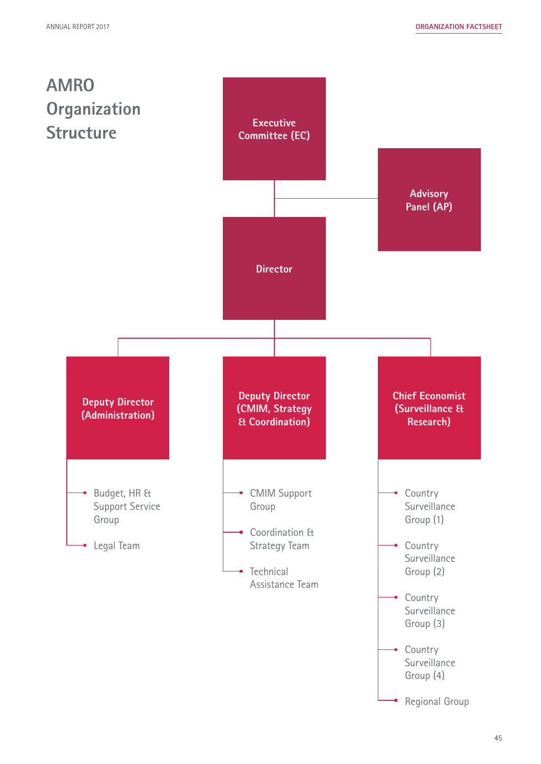# AMRO Organization Structure

- Executive Committee (EC)
  - Advisory Panel (AP)
  - Director
    - Deputy Director (Administration)
      - Budget, HR & Support Service Group
      - Legal Team
    - Deputy Director (CMIM, Strategy & Coordination)
      - CMIM Support Group
      - Coordination & Strategy Team
      - Technical Assistance Team
    - Chief Economist (Surveillance & Research)
      - Country Surveillance Group (1)
      - Country Surveillance Group (2)
      - Country Surveillance Group (3)
      - Country Surveillance Group (4)
      - Regional Group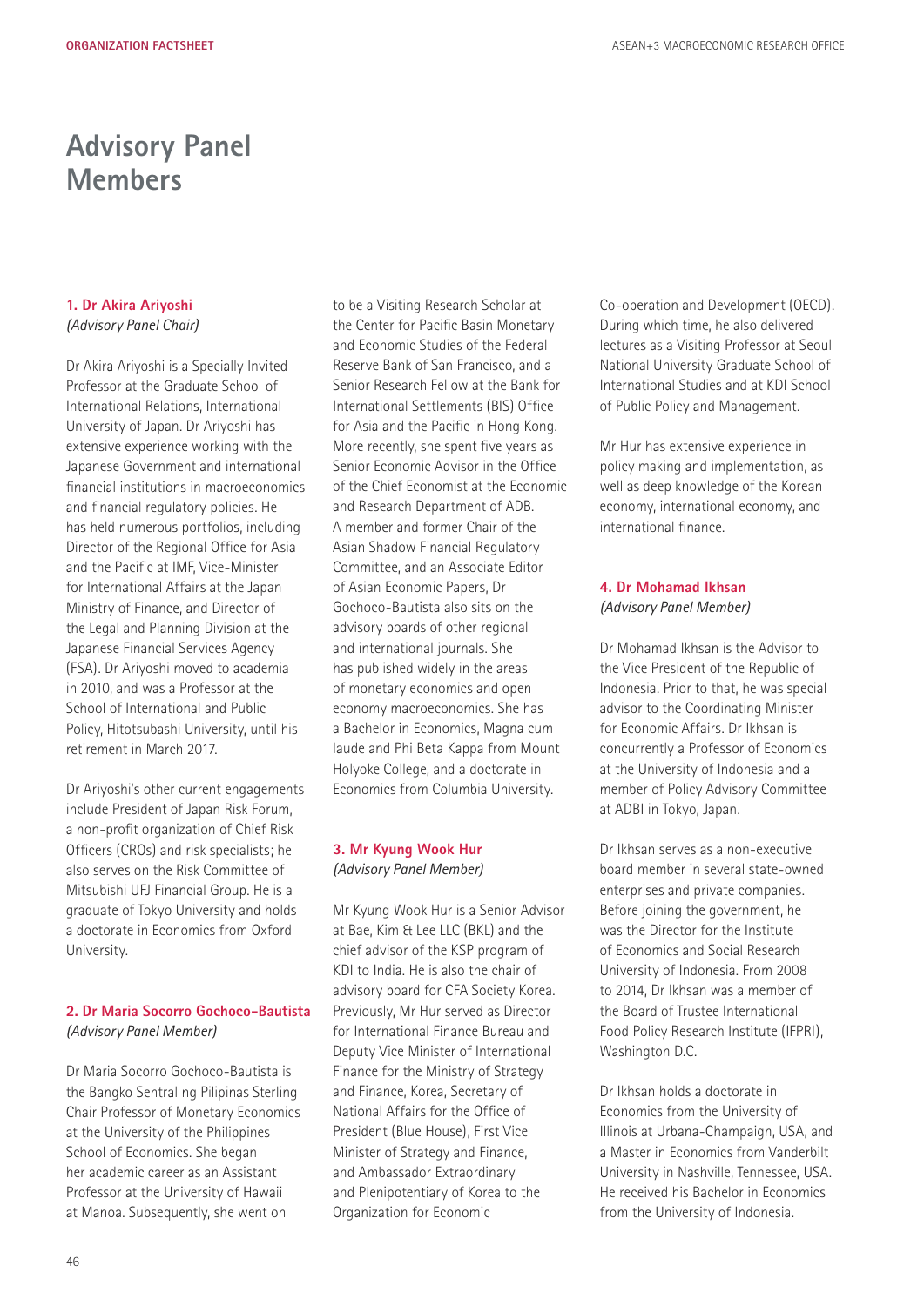# Advisory Panel Members

### 1. Dr Akira Ariyoshi
*(Advisory Panel Chair)*

Dr Akira Ariyoshi is a Specially Invited Professor at the Graduate School of International Relations, International University of Japan. Dr Ariyoshi has extensive experience working with the Japanese Government and international financial institutions in macroeconomics and financial regulatory policies. He has held numerous portfolios, including Director of the Regional Office for Asia and the Pacific at IMF, Vice-Minister for International Affairs at the Japan Ministry of Finance, and Director of the Legal and Planning Division at the Japanese Financial Services Agency (FSA). Dr Ariyoshi moved to academia in 2010, and was a Professor at the School of International and Public Policy, Hitotsubashi University, until his retirement in March 2017.

Dr Ariyoshi's other current engagements include President of Japan Risk Forum, a non-profit organization of Chief Risk Officers (CROs) and risk specialists; he also serves on the Risk Committee of Mitsubishi UFJ Financial Group. He is a graduate of Tokyo University and holds a doctorate in Economics from Oxford University.

### 2. Dr Maria Socorro Gochoco-Bautista
*(Advisory Panel Member)*

Dr Maria Socorro Gochoco-Bautista is the Bangko Sentral ng Pilipinas Sterling Chair Professor of Monetary Economics at the University of the Philippines School of Economics. She began her academic career as an Assistant Professor at the University of Hawaii at Manoa. Subsequently, she went on to be a Visiting Research Scholar at the Center for Pacific Basin Monetary and Economic Studies of the Federal Reserve Bank of San Francisco, and a Senior Research Fellow at the Bank for International Settlements (BIS) Office for Asia and the Pacific in Hong Kong. More recently, she spent five years as Senior Economic Advisor in the Office of the Chief Economist at the Economic and Research Department of ADB. A member and former Chair of the Asian Shadow Financial Regulatory Committee, and an Associate Editor of Asian Economic Papers, Dr Gochoco-Bautista also sits on the advisory boards of other regional and international journals. She has published widely in the areas of monetary economics and open economy macroeconomics. She has a Bachelor in Economics, Magna cum laude and Phi Beta Kappa from Mount Holyoke College, and a doctorate in Economics from Columbia University.

### 3. Mr Kyung Wook Hur
*(Advisory Panel Member)*

Mr Kyung Wook Hur is a Senior Advisor at Bae, Kim & Lee LLC (BKL) and the chief advisor of the KSP program of KDI to India. He is also the chair of advisory board for CFA Society Korea. Previously, Mr Hur served as Director for International Finance Bureau and Deputy Vice Minister of International Finance for the Ministry of Strategy and Finance, Korea, Secretary of National Affairs for the Office of President (Blue House), First Vice Minister of Strategy and Finance, and Ambassador Extraordinary and Plenipotentiary of Korea to the Organization for Economic Co-operation and Development (OECD). During which time, he also delivered lectures as a Visiting Professor at Seoul National University Graduate School of International Studies and at KDI School of Public Policy and Management.

Mr Hur has extensive experience in policy making and implementation, as well as deep knowledge of the Korean economy, international economy, and international finance.

### 4. Dr Mohamad Ikhsan
*(Advisory Panel Member)*

Dr Mohamad Ikhsan is the Advisor to the Vice President of the Republic of Indonesia. Prior to that, he was special advisor to the Coordinating Minister for Economic Affairs. Dr Ikhsan is concurrently a Professor of Economics at the University of Indonesia and a member of Policy Advisory Committee at ADBI in Tokyo, Japan.

Dr Ikhsan serves as a non-executive board member in several state-owned enterprises and private companies. Before joining the government, he was the Director for the Institute of Economics and Social Research University of Indonesia. From 2008 to 2014, Dr Ikhsan was a member of the Board of Trustee International Food Policy Research Institute (IFPRI), Washington D.C.

Dr Ikhsan holds a doctorate in Economics from the University of Illinois at Urbana-Champaign, USA, and a Master in Economics from Vanderbilt University in Nashville, Tennessee, USA. He received his Bachelor in Economics from the University of Indonesia.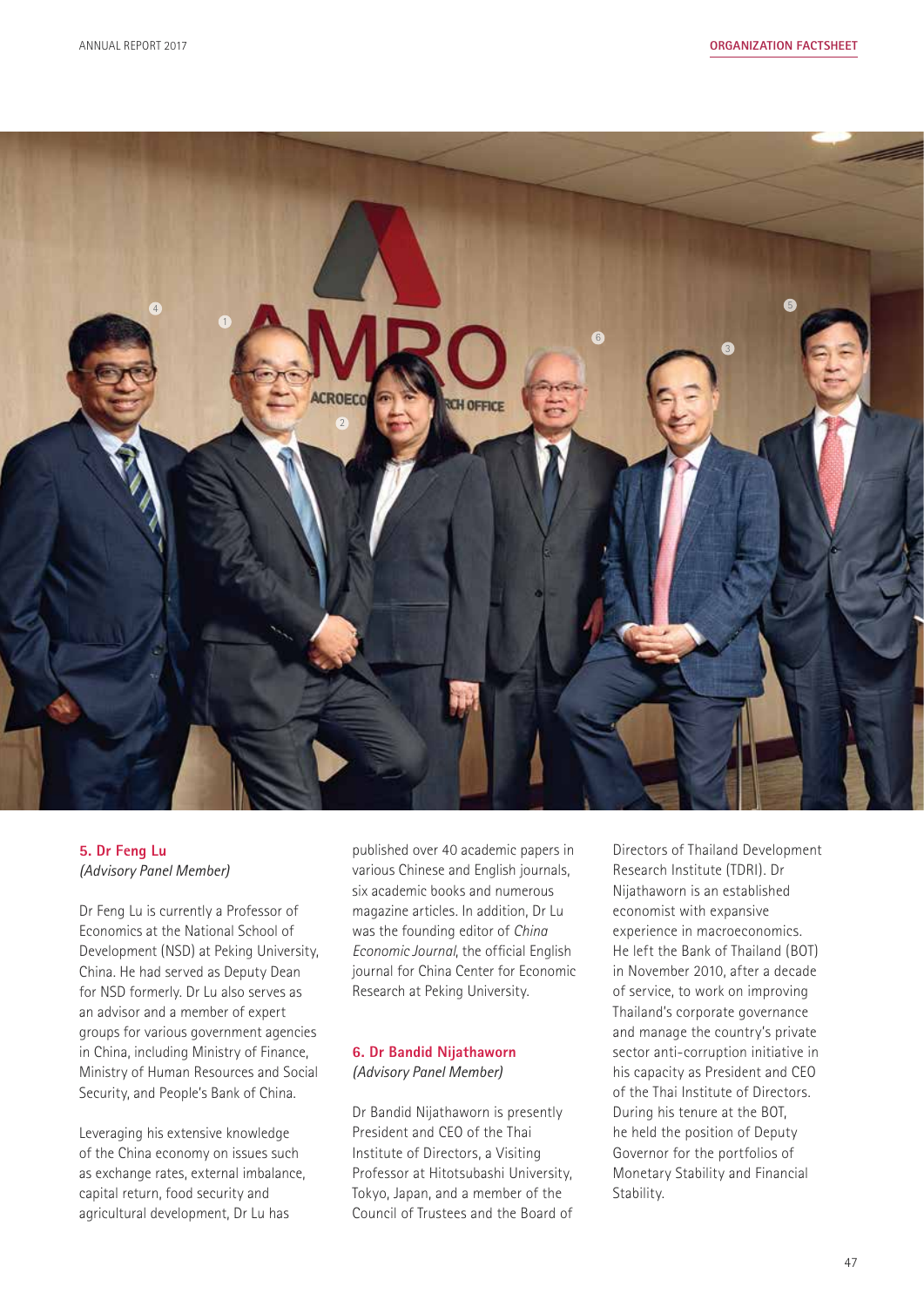### 5. Dr Feng Lu

*(Advisory Panel Member)*

Dr Feng Lu is currently a Professor of Economics at the National School of Development (NSD) at Peking University, China. He had served as Deputy Dean for NSD formerly. Dr Lu also serves as an advisor and a member of expert groups for various government agencies in China, including Ministry of Finance, Ministry of Human Resources and Social Security, and People's Bank of China.

Leveraging his extensive knowledge of the China economy on issues such as exchange rates, external imbalance, capital return, food security and agricultural development, Dr Lu has published over 40 academic papers in various Chinese and English journals, six academic books and numerous magazine articles. In addition, Dr Lu was the founding editor of *China Economic Journal*, the official English journal for China Center for Economic Research at Peking University.

### 6. Dr Bandid Nijathaworn

*(Advisory Panel Member)*

Dr Bandid Nijathaworn is presently President and CEO of the Thai Institute of Directors, a Visiting Professor at Hitotsubashi University, Tokyo, Japan, and a member of the Council of Trustees and the Board of Directors of Thailand Development Research Institute (TDRI). Dr Nijathaworn is an established economist with expansive experience in macroeconomics. He left the Bank of Thailand (BOT) in November 2010, after a decade of service, to work on improving Thailand's corporate governance and manage the country's private sector anti-corruption initiative in his capacity as President and CEO of the Thai Institute of Directors. During his tenure at the BOT, he held the position of Deputy Governor for the portfolios of Monetary Stability and Financial Stability.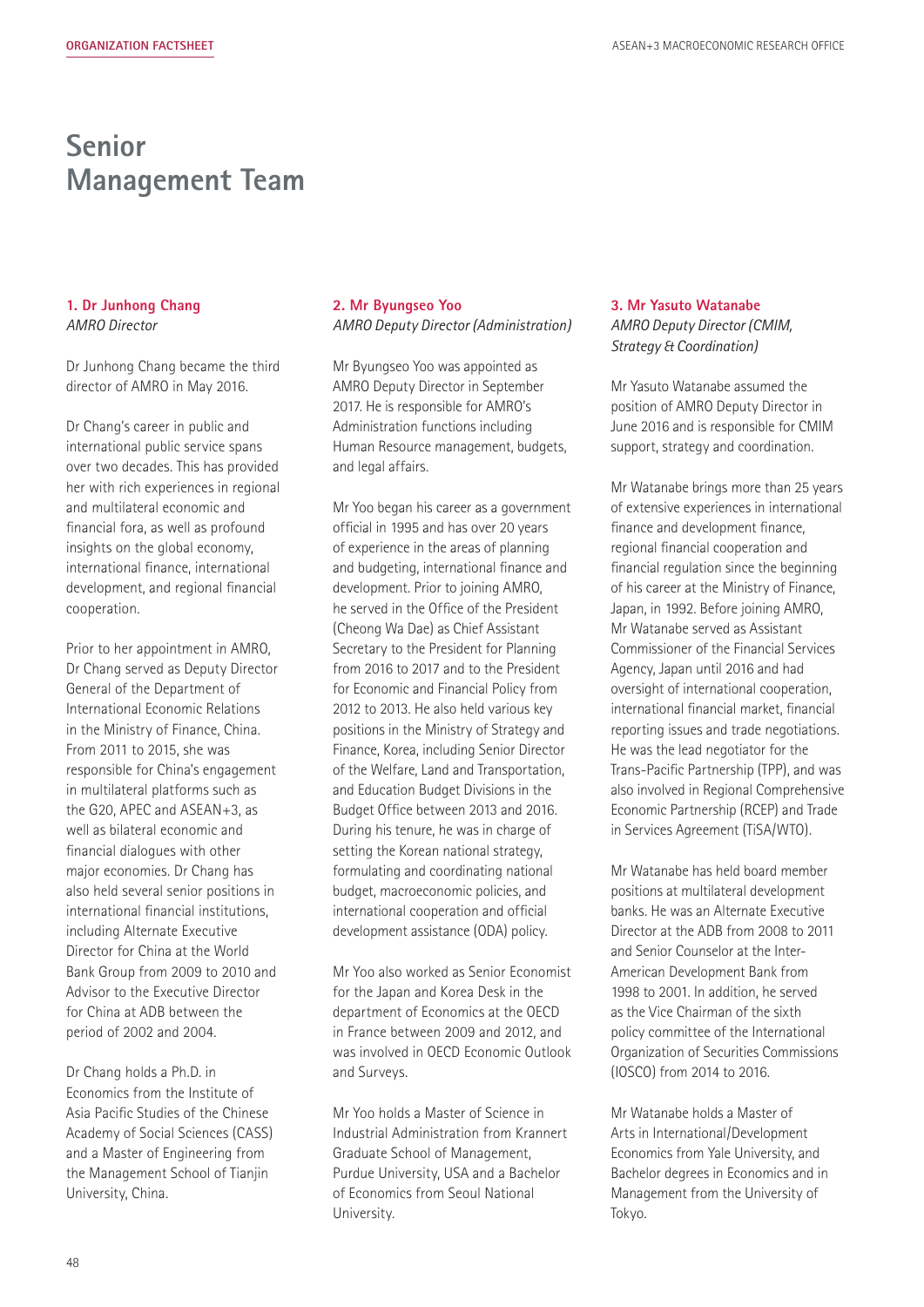# Senior Management Team

### 1. Dr Junhong Chang

*AMRO Director*

Dr Junhong Chang became the third director of AMRO in May 2016.

Dr Chang's career in public and international public service spans over two decades. This has provided her with rich experiences in regional and multilateral economic and financial fora, as well as profound insights on the global economy, international finance, international development, and regional financial cooperation.

Prior to her appointment in AMRO, Dr Chang served as Deputy Director General of the Department of International Economic Relations in the Ministry of Finance, China. From 2011 to 2015, she was responsible for China's engagement in multilateral platforms such as the G20, APEC and ASEAN+3, as well as bilateral economic and financial dialogues with other major economies. Dr Chang has also held several senior positions in international financial institutions, including Alternate Executive Director for China at the World Bank Group from 2009 to 2010 and Advisor to the Executive Director for China at ADB between the period of 2002 and 2004.

Dr Chang holds a Ph.D. in Economics from the Institute of Asia Pacific Studies of the Chinese Academy of Social Sciences (CASS) and a Master of Engineering from the Management School of Tianjin University, China.

### 2. Mr Byungseo Yoo

*AMRO Deputy Director (Administration)*

Mr Byungseo Yoo was appointed as AMRO Deputy Director in September 2017. He is responsible for AMRO's Administration functions including Human Resource management, budgets, and legal affairs.

Mr Yoo began his career as a government official in 1995 and has over 20 years of experience in the areas of planning and budgeting, international finance and development. Prior to joining AMRO, he served in the Office of the President (Cheong Wa Dae) as Chief Assistant Secretary to the President for Planning from 2016 to 2017 and to the President for Economic and Financial Policy from 2012 to 2013. He also held various key positions in the Ministry of Strategy and Finance, Korea, including Senior Director of the Welfare, Land and Transportation, and Education Budget Divisions in the Budget Office between 2013 and 2016. During his tenure, he was in charge of setting the Korean national strategy, formulating and coordinating national budget, macroeconomic policies, and international cooperation and official development assistance (ODA) policy.

Mr Yoo also worked as Senior Economist for the Japan and Korea Desk in the department of Economics at the OECD in France between 2009 and 2012, and was involved in OECD Economic Outlook and Surveys.

Mr Yoo holds a Master of Science in Industrial Administration from Krannert Graduate School of Management, Purdue University, USA and a Bachelor of Economics from Seoul National University.

### 3. Mr Yasuto Watanabe

*AMRO Deputy Director (CMIM, Strategy & Coordination)*

Mr Yasuto Watanabe assumed the position of AMRO Deputy Director in June 2016 and is responsible for CMIM support, strategy and coordination.

Mr Watanabe brings more than 25 years of extensive experiences in international finance and development finance, regional financial cooperation and financial regulation since the beginning of his career at the Ministry of Finance, Japan, in 1992. Before joining AMRO, Mr Watanabe served as Assistant Commissioner of the Financial Services Agency, Japan until 2016 and had oversight of international cooperation, international financial market, financial reporting issues and trade negotiations. He was the lead negotiator for the Trans-Pacific Partnership (TPP), and was also involved in Regional Comprehensive Economic Partnership (RCEP) and Trade in Services Agreement (TiSA/WTO).

Mr Watanabe has held board member positions at multilateral development banks. He was an Alternate Executive Director at the ADB from 2008 to 2011 and Senior Counselor at the Inter-American Development Bank from 1998 to 2001. In addition, he served as the Vice Chairman of the sixth policy committee of the International Organization of Securities Commissions (IOSCO) from 2014 to 2016.

Mr Watanabe holds a Master of Arts in International/Development Economics from Yale University, and Bachelor degrees in Economics and in Management from the University of Tokyo.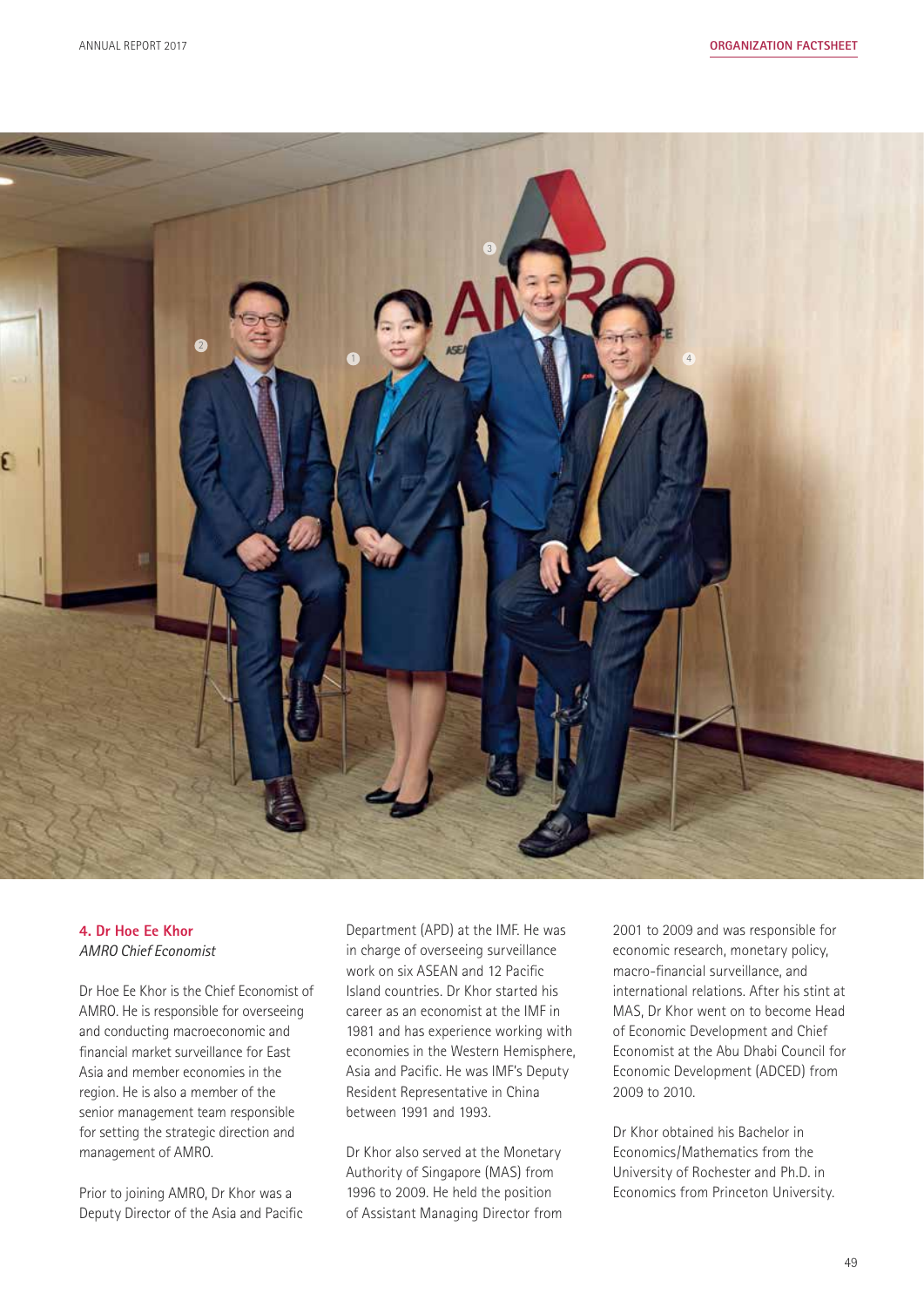**4. Dr Hoe Ee Khor**
*AMRO Chief Economist*

Dr Hoe Ee Khor is the Chief Economist of AMRO. He is responsible for overseeing and conducting macroeconomic and financial market surveillance for East Asia and member economies in the region. He is also a member of the senior management team responsible for setting the strategic direction and management of AMRO.

Prior to joining AMRO, Dr Khor was a Deputy Director of the Asia and Pacific Department (APD) at the IMF. He was in charge of overseeing surveillance work on six ASEAN and 12 Pacific Island countries. Dr Khor started his career as an economist at the IMF in 1981 and has experience working with economies in the Western Hemisphere, Asia and Pacific. He was IMF's Deputy Resident Representative in China between 1991 and 1993.

Dr Khor also served at the Monetary Authority of Singapore (MAS) from 1996 to 2009. He held the position of Assistant Managing Director from 2001 to 2009 and was responsible for economic research, monetary policy, macro-financial surveillance, and international relations. After his stint at MAS, Dr Khor went on to become Head of Economic Development and Chief Economist at the Abu Dhabi Council for Economic Development (ADCED) from 2009 to 2010.

Dr Khor obtained his Bachelor in Economics/Mathematics from the University of Rochester and Ph.D. in Economics from Princeton University.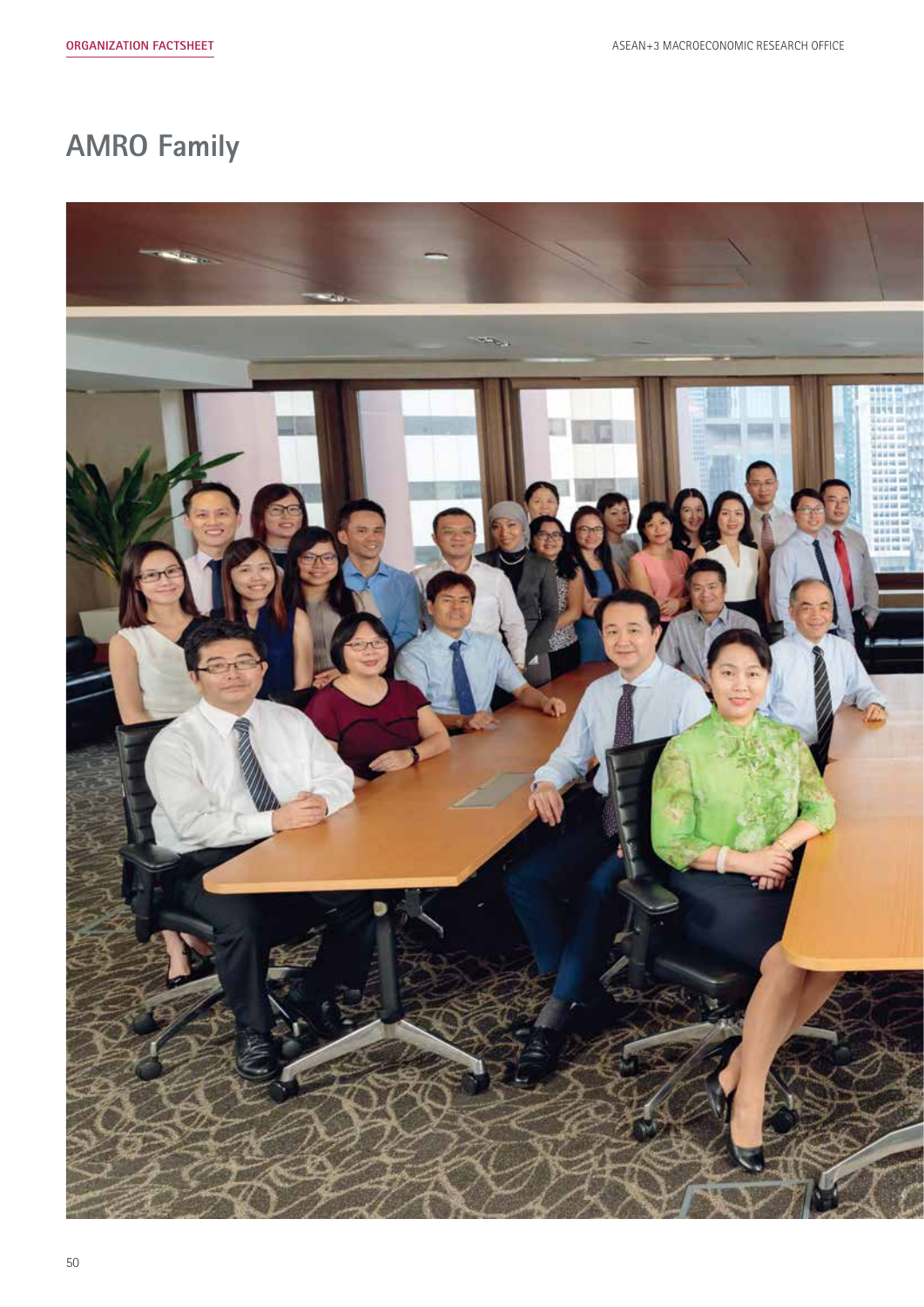# AMRO Family